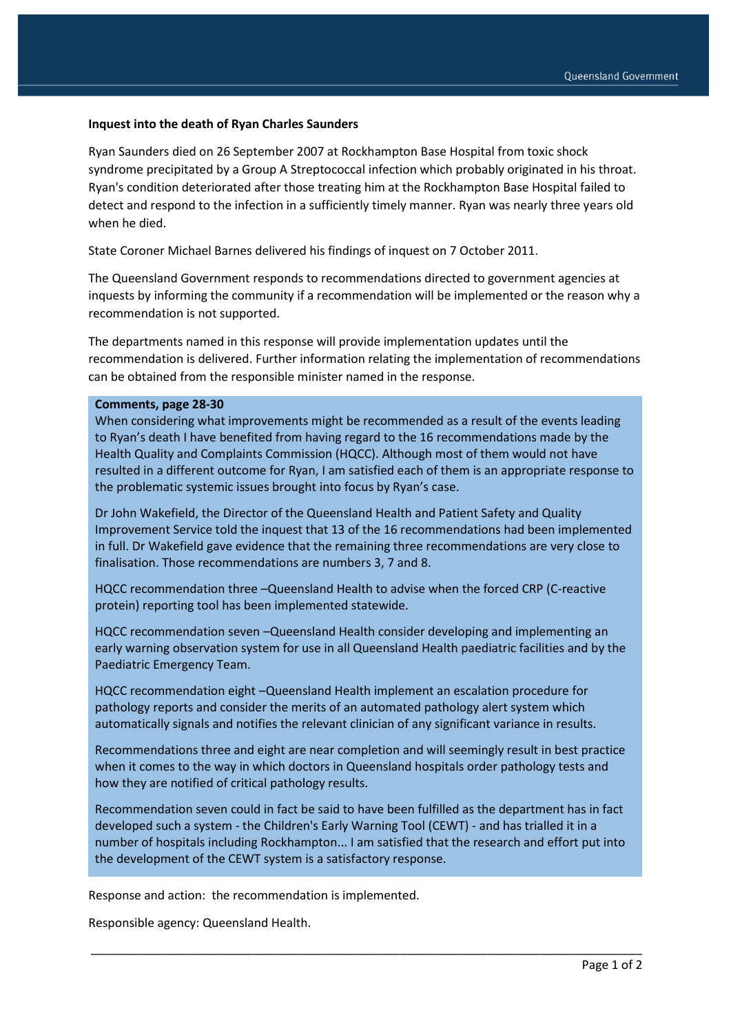**Inquest into the death of Ryan Charles Saunders**

Ryan Saunders died on 26 September 2007 at Rockhampton Base Hospital from toxic shock syndrome precipitated by a Group A Streptococcal infection which probably originated in his throat. Ryan's condition deteriorated after those treating him at the Rockhampton Base Hospital failed to detect and respond to the infection in a sufficiently timely manner. Ryan was nearly three years old when he died.

State Coroner Michael Barnes delivered his findings of inquest on 7 October 2011.

The Queensland Government responds to recommendations directed to government agencies at inquests by informing the community if a recommendation will be implemented or the reason why a recommendation is not supported.

The departments named in this response will provide implementation updates until the recommendation is delivered. Further information relating the implementation of recommendations can be obtained from the responsible minister named in the response.

**Comments, page 28-30**

When considering what improvements might be recommended as a result of the events leading to Ryan's death I have benefited from having regard to the 16 recommendations made by the Health Quality and Complaints Commission (HQCC). Although most of them would not have resulted in a different outcome for Ryan, I am satisfied each of them is an appropriate response to the problematic systemic issues brought into focus by Ryan's case.

Dr John Wakefield, the Director of the Queensland Health and Patient Safety and Quality Improvement Service told the inquest that 13 of the 16 recommendations had been implemented in full. Dr Wakefield gave evidence that the remaining three recommendations are very close to finalisation. Those recommendations are numbers 3, 7 and 8.

HQCC recommendation three –Queensland Health to advise when the forced CRP (C-reactive protein) reporting tool has been implemented statewide.

HQCC recommendation seven –Queensland Health consider developing and implementing an early warning observation system for use in all Queensland Health paediatric facilities and by the Paediatric Emergency Team.

HQCC recommendation eight –Queensland Health implement an escalation procedure for pathology reports and consider the merits of an automated pathology alert system which automatically signals and notifies the relevant clinician of any significant variance in results.

Recommendations three and eight are near completion and will seemingly result in best practice when it comes to the way in which doctors in Queensland hospitals order pathology tests and how they are notified of critical pathology results.

Recommendation seven could in fact be said to have been fulfilled as the department has in fact developed such a system - the Children's Early Warning Tool (CEWT) - and has trialled it in a number of hospitals including Rockhampton... I am satisfied that the research and effort put into the development of the CEWT system is a satisfactory response.

Response and action: the recommendation is implemented.

Responsible agency: Queensland Health.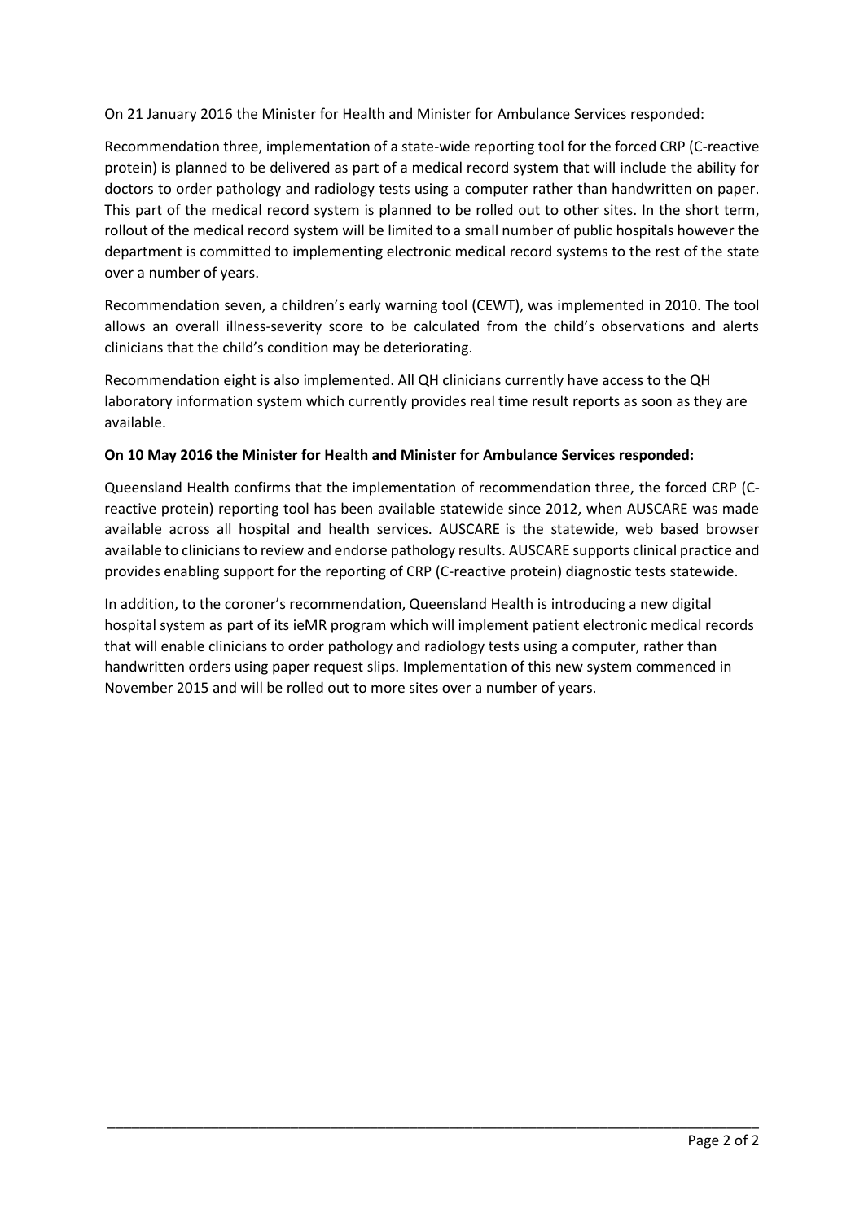On 21 January 2016 the Minister for Health and Minister for Ambulance Services responded:

Recommendation three, implementation of a state-wide reporting tool for the forced CRP (C-reactive protein) is planned to be delivered as part of a medical record system that will include the ability for doctors to order pathology and radiology tests using a computer rather than handwritten on paper. This part of the medical record system is planned to be rolled out to other sites. In the short term, rollout of the medical record system will be limited to a small number of public hospitals however the department is committed to implementing electronic medical record systems to the rest of the state over a number of years.

Recommendation seven, a children's early warning tool (CEWT), was implemented in 2010. The tool allows an overall illness-severity score to be calculated from the child's observations and alerts clinicians that the child's condition may be deteriorating.

Recommendation eight is also implemented. All QH clinicians currently have access to the QH laboratory information system which currently provides real time result reports as soon as they are available.

**On 10 May 2016 the Minister for Health and Minister for Ambulance Services responded:**

Queensland Health confirms that the implementation of recommendation three, the forced CRP (C-reactive protein) reporting tool has been available statewide since 2012, when AUSCARE was made available across all hospital and health services. AUSCARE is the statewide, web based browser available to clinicians to review and endorse pathology results. AUSCARE supports clinical practice and provides enabling support for the reporting of CRP (C-reactive protein) diagnostic tests statewide.

In addition, to the coroner's recommendation, Queensland Health is introducing a new digital hospital system as part of its ieMR program which will implement patient electronic medical records that will enable clinicians to order pathology and radiology tests using a computer, rather than handwritten orders using paper request slips. Implementation of this new system commenced in November 2015 and will be rolled out to more sites over a number of years.